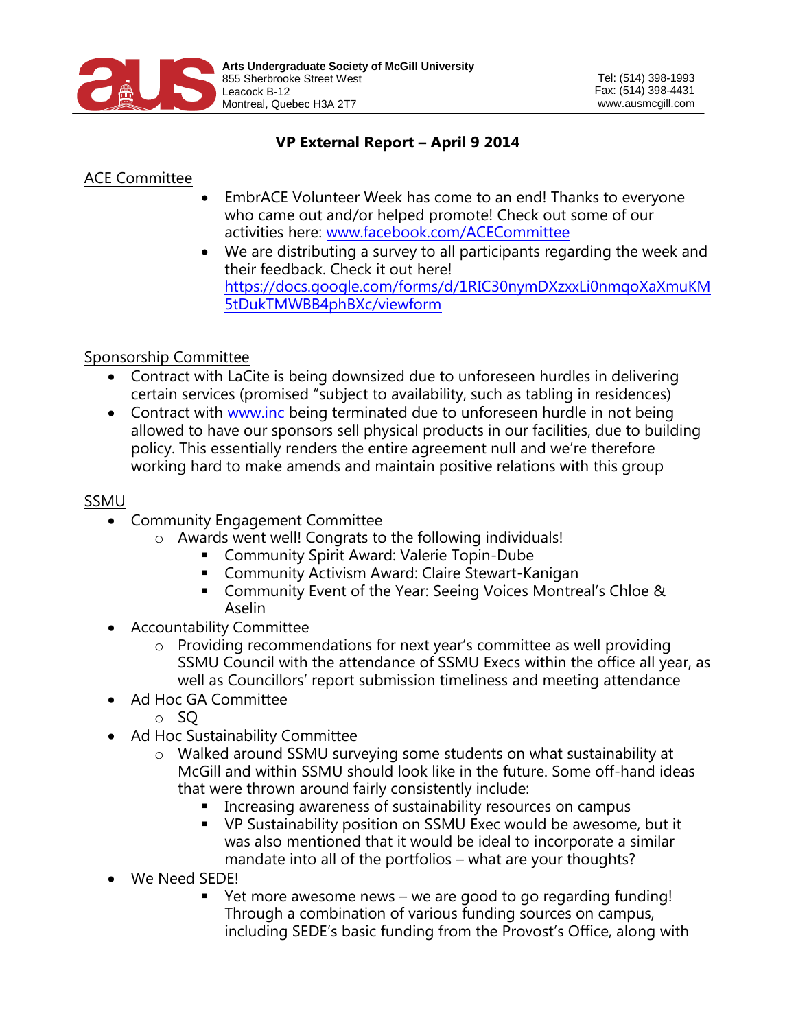**Arts Undergraduate Society of McGill University**
855 Sherbrooke Street West
Leacock B-12
Montreal, Quebec H3A 2T7

Tel: (514) 398-1993
Fax: (514) 398-4431
www.ausmcgill.com

# VP External Report – April 9 2014

## ACE Committee

- EmbrACE Volunteer Week has come to an end! Thanks to everyone who came out and/or helped promote! Check out some of our activities here: www.facebook.com/ACECommittee
- We are distributing a survey to all participants regarding the week and their feedback. Check it out here! https://docs.google.com/forms/d/1RIC30nymDXzxxLi0nmqoXaXmuKM5tDukTMWBB4phBXc/viewform

## Sponsorship Committee

- Contract with LaCite is being downsized due to unforeseen hurdles in delivering certain services (promised "subject to availability, such as tabling in residences)
- Contract with www.inc being terminated due to unforeseen hurdle in not being allowed to have our sponsors sell physical products in our facilities, due to building policy. This essentially renders the entire agreement null and we're therefore working hard to make amends and maintain positive relations with this group

## SSMU

- Community Engagement Committee
  - Awards went well! Congrats to the following individuals!
    - Community Spirit Award: Valerie Topin-Dube
    - Community Activism Award: Claire Stewart-Kanigan
    - Community Event of the Year: Seeing Voices Montreal's Chloe & Aselin
- Accountability Committee
  - Providing recommendations for next year's committee as well providing SSMU Council with the attendance of SSMU Execs within the office all year, as well as Councillors' report submission timeliness and meeting attendance
- Ad Hoc GA Committee
  - SQ
- Ad Hoc Sustainability Committee
  - Walked around SSMU surveying some students on what sustainability at McGill and within SSMU should look like in the future. Some off-hand ideas that were thrown around fairly consistently include:
    - Increasing awareness of sustainability resources on campus
    - VP Sustainability position on SSMU Exec would be awesome, but it was also mentioned that it would be ideal to incorporate a similar mandate into all of the portfolios – what are your thoughts?
- We Need SEDE!
    - Yet more awesome news – we are good to go regarding funding! Through a combination of various funding sources on campus, including SEDE's basic funding from the Provost's Office, along with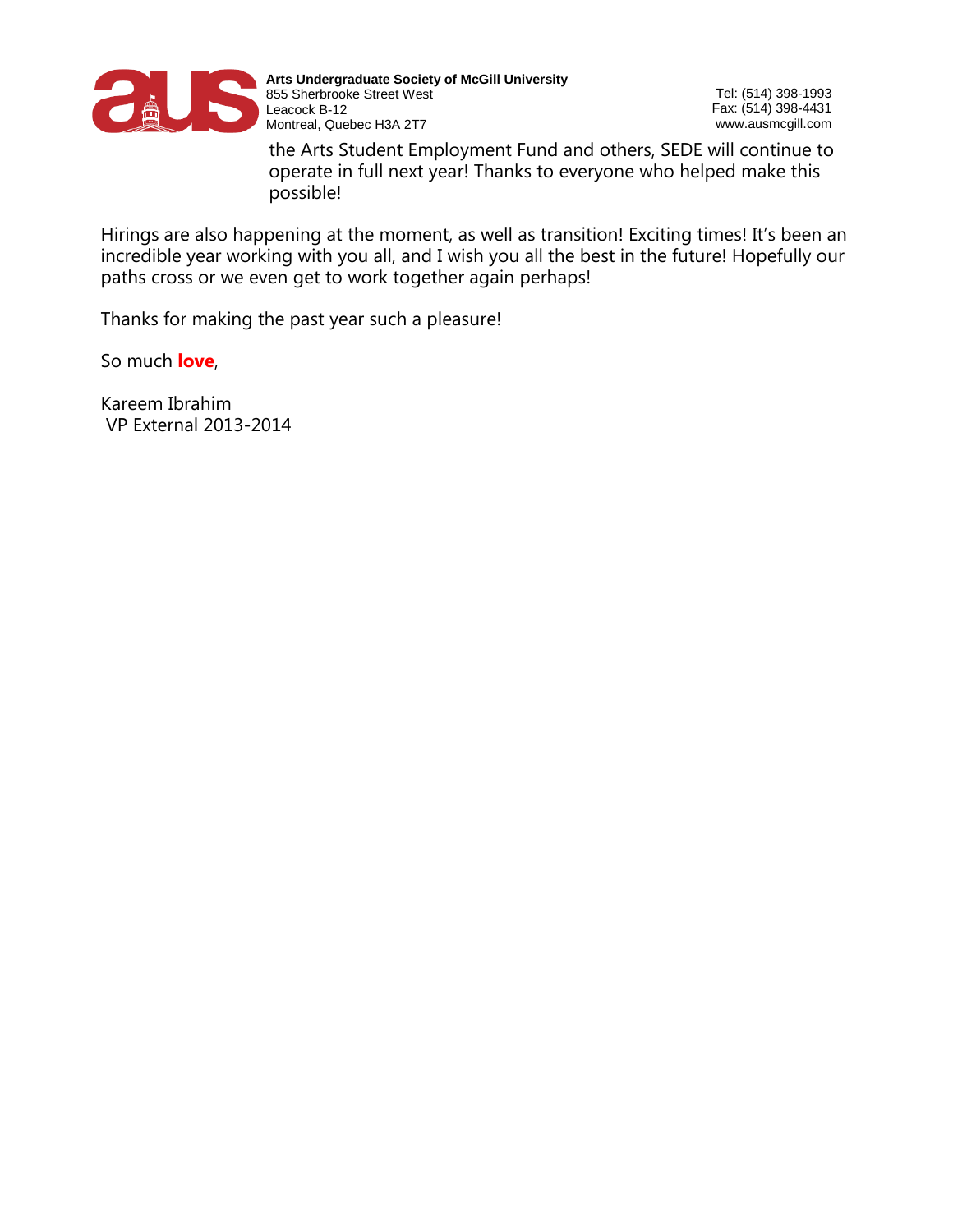the Arts Student Employment Fund and others, SEDE will continue to operate in full next year! Thanks to everyone who helped make this possible!

Hirings are also happening at the moment, as well as transition! Exciting times! It's been an incredible year working with you all, and I wish you all the best in the future! Hopefully our paths cross or we even get to work together again perhaps!

Thanks for making the past year such a pleasure!

So much **love**,

Kareem Ibrahim
VP External 2013-2014